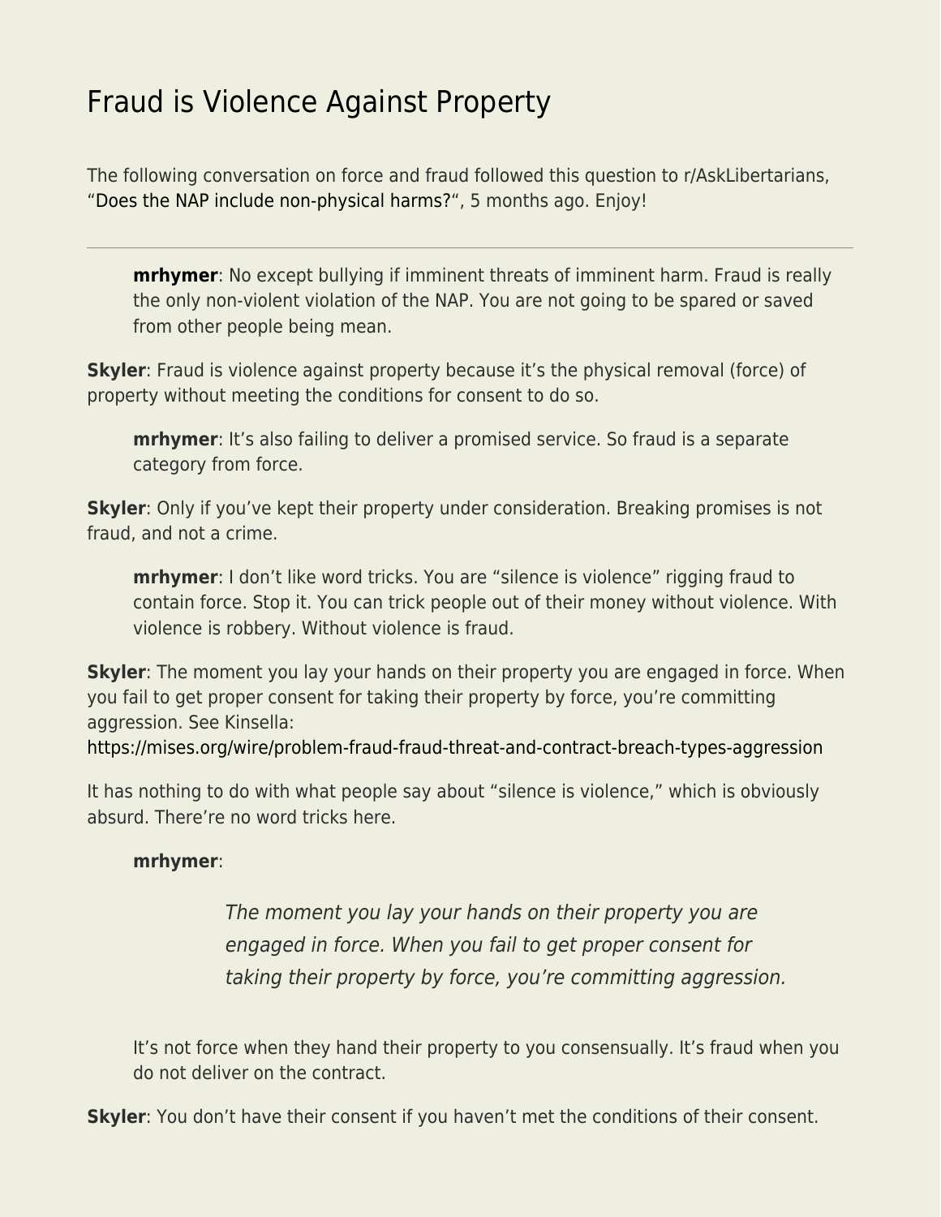# Fraud is Violence Against Property

The following conversation on force and fraud followed this question to r/AskLibertarians, "Does the NAP include non-physical harms?", 5 months ago. Enjoy!

---

> **mrhymer**: No except bullying if imminent threats of imminent harm. Fraud is really the only non-violent violation of the NAP. You are not going to be spared or saved from other people being mean.

**Skyler**: Fraud is violence against property because it's the physical removal (force) of property without meeting the conditions for consent to do so.

> **mrhymer**: It's also failing to deliver a promised service. So fraud is a separate category from force.

**Skyler**: Only if you've kept their property under consideration. Breaking promises is not fraud, and not a crime.

> **mrhymer**: I don't like word tricks. You are "silence is violence" rigging fraud to contain force. Stop it. You can trick people out of their money without violence. With violence is robbery. Without violence is fraud.

**Skyler**: The moment you lay your hands on their property you are engaged in force. When you fail to get proper consent for taking their property by force, you're committing aggression. See Kinsella:
https://mises.org/wire/problem-fraud-fraud-threat-and-contract-breach-types-aggression

It has nothing to do with what people say about "silence is violence," which is obviously absurd. There're no word tricks here.

> **mrhymer**:
>
> > *The moment you lay your hands on their property you are engaged in force. When you fail to get proper consent for taking their property by force, you're committing aggression.*
>
> It's not force when they hand their property to you consensually. It's fraud when you do not deliver on the contract.

**Skyler**: You don't have their consent if you haven't met the conditions of their consent.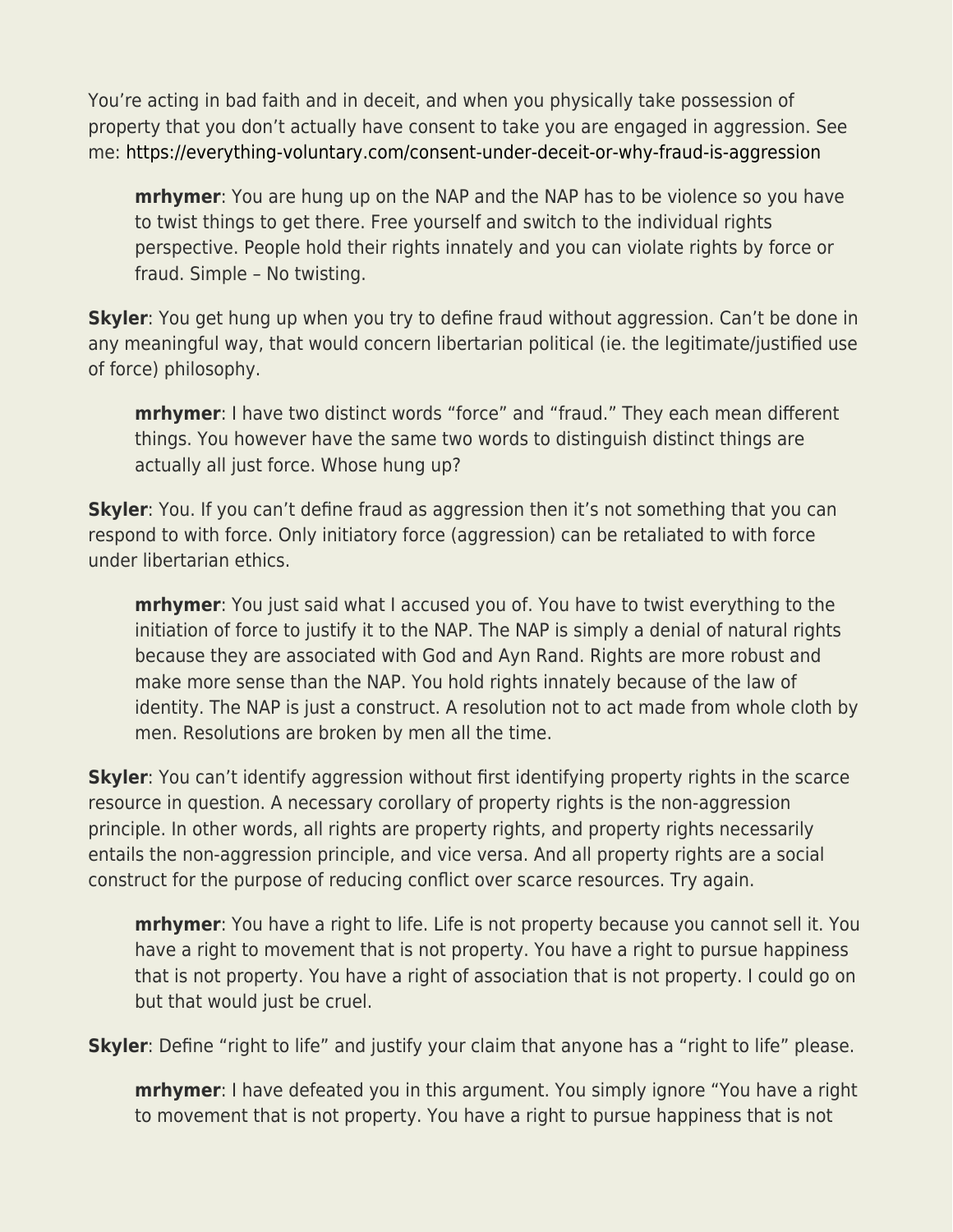You're acting in bad faith and in deceit, and when you physically take possession of property that you don't actually have consent to take you are engaged in aggression. See me: https://everything-voluntary.com/consent-under-deceit-or-why-fraud-is-aggression

> **mrhymer**: You are hung up on the NAP and the NAP has to be violence so you have to twist things to get there. Free yourself and switch to the individual rights perspective. People hold their rights innately and you can violate rights by force or fraud. Simple – No twisting.

**Skyler**: You get hung up when you try to define fraud without aggression. Can't be done in any meaningful way, that would concern libertarian political (ie. the legitimate/justified use of force) philosophy.

> **mrhymer**: I have two distinct words "force" and "fraud." They each mean different things. You however have the same two words to distinguish distinct things are actually all just force. Whose hung up?

**Skyler**: You. If you can't define fraud as aggression then it's not something that you can respond to with force. Only initiatory force (aggression) can be retaliated to with force under libertarian ethics.

> **mrhymer**: You just said what I accused you of. You have to twist everything to the initiation of force to justify it to the NAP. The NAP is simply a denial of natural rights because they are associated with God and Ayn Rand. Rights are more robust and make more sense than the NAP. You hold rights innately because of the law of identity. The NAP is just a construct. A resolution not to act made from whole cloth by men. Resolutions are broken by men all the time.

**Skyler**: You can't identify aggression without first identifying property rights in the scarce resource in question. A necessary corollary of property rights is the non-aggression principle. In other words, all rights are property rights, and property rights necessarily entails the non-aggression principle, and vice versa. And all property rights are a social construct for the purpose of reducing conflict over scarce resources. Try again.

> **mrhymer**: You have a right to life. Life is not property because you cannot sell it. You have a right to movement that is not property. You have a right to pursue happiness that is not property. You have a right of association that is not property. I could go on but that would just be cruel.

**Skyler**: Define "right to life" and justify your claim that anyone has a "right to life" please.

> **mrhymer**: I have defeated you in this argument. You simply ignore "You have a right to movement that is not property. You have a right to pursue happiness that is not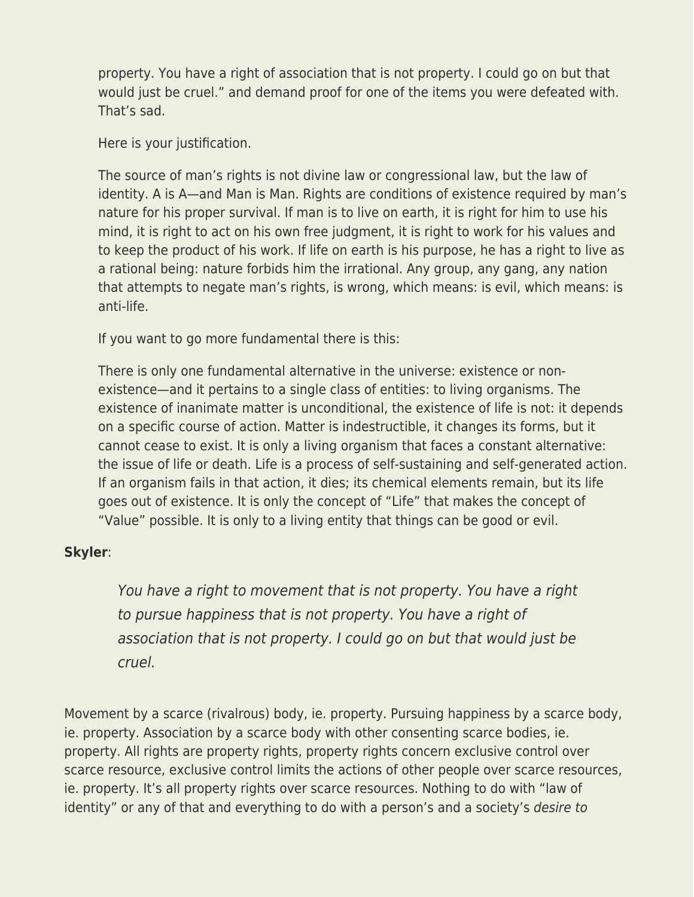> property. You have a right of association that is not property. I could go on but that would just be cruel." and demand proof for one of the items you were defeated with. That's sad.
>
> Here is your justification.
>
> The source of man's rights is not divine law or congressional law, but the law of identity. A is A—and Man is Man. Rights are conditions of existence required by man's nature for his proper survival. If man is to live on earth, it is right for him to use his mind, it is right to act on his own free judgment, it is right to work for his values and to keep the product of his work. If life on earth is his purpose, he has a right to live as a rational being: nature forbids him the irrational. Any group, any gang, any nation that attempts to negate man's rights, is wrong, which means: is evil, which means: is anti-life.
>
> If you want to go more fundamental there is this:
>
> There is only one fundamental alternative in the universe: existence or non-existence—and it pertains to a single class of entities: to living organisms. The existence of inanimate matter is unconditional, the existence of life is not: it depends on a specific course of action. Matter is indestructible, it changes its forms, but it cannot cease to exist. It is only a living organism that faces a constant alternative: the issue of life or death. Life is a process of self-sustaining and self-generated action. If an organism fails in that action, it dies; its chemical elements remain, but its life goes out of existence. It is only the concept of "Life" that makes the concept of "Value" possible. It is only to a living entity that things can be good or evil.

**Skyler**:

> *You have a right to movement that is not property. You have a right to pursue happiness that is not property. You have a right of association that is not property. I could go on but that would just be cruel.*

Movement by a scarce (rivalrous) body, ie. property. Pursuing happiness by a scarce body, ie. property. Association by a scarce body with other consenting scarce bodies, ie. property. All rights are property rights, property rights concern exclusive control over scarce resource, exclusive control limits the actions of other people over scarce resources, ie. property. It's all property rights over scarce resources. Nothing to do with "law of identity" or any of that and everything to do with a person's and a society's *desire to*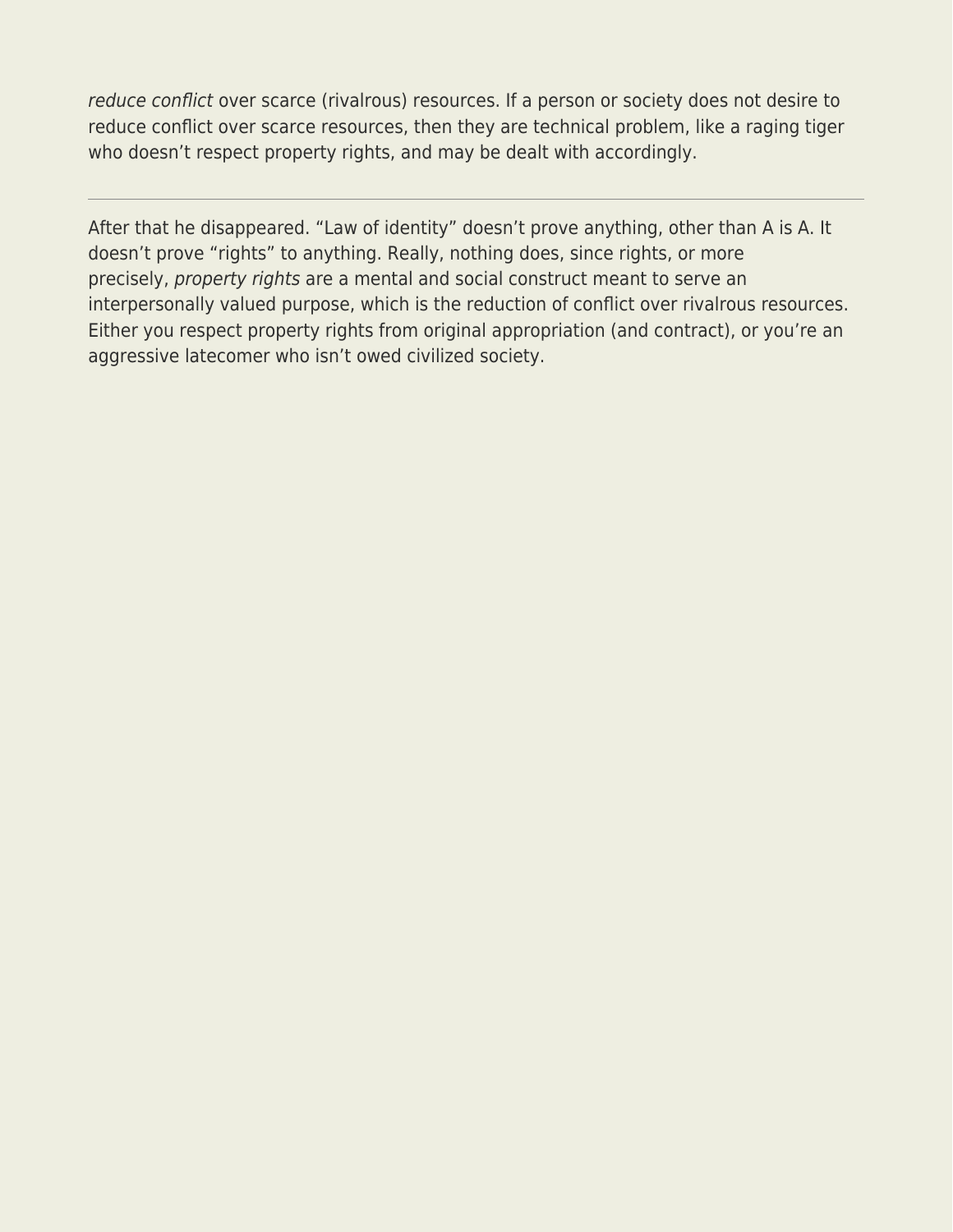*reduce conflict* over scarce (rivalrous) resources. If a person or society does not desire to reduce conflict over scarce resources, then they are technical problem, like a raging tiger who doesn't respect property rights, and may be dealt with accordingly.

---

After that he disappeared. "Law of identity" doesn't prove anything, other than A is A. It doesn't prove "rights" to anything. Really, nothing does, since rights, or more precisely, *property rights* are a mental and social construct meant to serve an interpersonally valued purpose, which is the reduction of conflict over rivalrous resources. Either you respect property rights from original appropriation (and contract), or you're an aggressive latecomer who isn't owed civilized society.